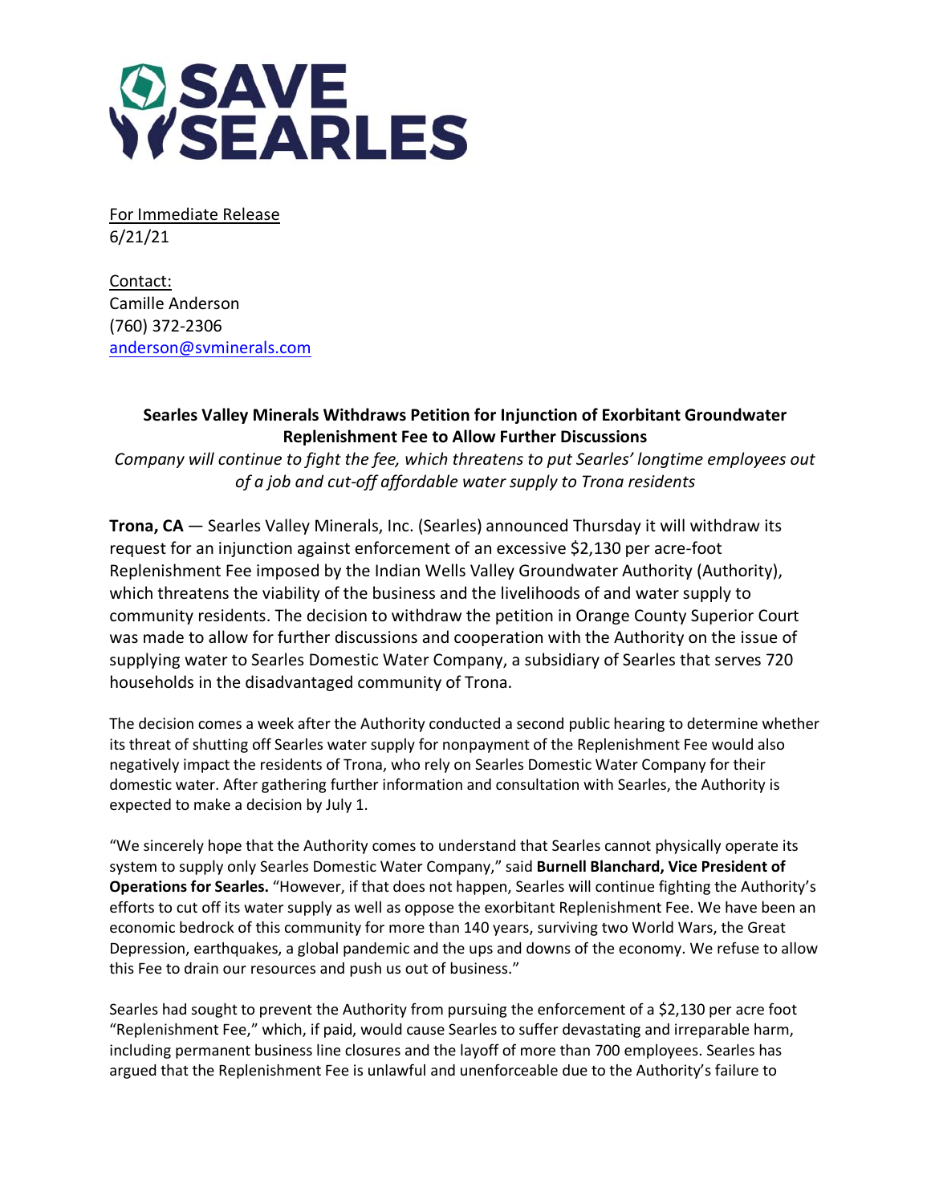# SAVE SEARLES

For Immediate Release
6/21/21

Contact:
Camille Anderson
(760) 372-2306
anderson@svminerals.com

**Searles Valley Minerals Withdraws Petition for Injunction of Exorbitant Groundwater Replenishment Fee to Allow Further Discussions**

*Company will continue to fight the fee, which threatens to put Searles' longtime employees out of a job and cut-off affordable water supply to Trona residents*

**Trona, CA** — Searles Valley Minerals, Inc. (Searles) announced Thursday it will withdraw its request for an injunction against enforcement of an excessive $2,130 per acre-foot Replenishment Fee imposed by the Indian Wells Valley Groundwater Authority (Authority), which threatens the viability of the business and the livelihoods of and water supply to community residents. The decision to withdraw the petition in Orange County Superior Court was made to allow for further discussions and cooperation with the Authority on the issue of supplying water to Searles Domestic Water Company, a subsidiary of Searles that serves 720 households in the disadvantaged community of Trona.

The decision comes a week after the Authority conducted a second public hearing to determine whether its threat of shutting off Searles water supply for nonpayment of the Replenishment Fee would also negatively impact the residents of Trona, who rely on Searles Domestic Water Company for their domestic water. After gathering further information and consultation with Searles, the Authority is expected to make a decision by July 1.

"We sincerely hope that the Authority comes to understand that Searles cannot physically operate its system to supply only Searles Domestic Water Company," said **Burnell Blanchard, Vice President of Operations for Searles.** "However, if that does not happen, Searles will continue fighting the Authority's efforts to cut off its water supply as well as oppose the exorbitant Replenishment Fee. We have been an economic bedrock of this community for more than 140 years, surviving two World Wars, the Great Depression, earthquakes, a global pandemic and the ups and downs of the economy. We refuse to allow this Fee to drain our resources and push us out of business."

Searles had sought to prevent the Authority from pursuing the enforcement of a $2,130 per acre foot "Replenishment Fee," which, if paid, would cause Searles to suffer devastating and irreparable harm, including permanent business line closures and the layoff of more than 700 employees. Searles has argued that the Replenishment Fee is unlawful and unenforceable due to the Authority's failure to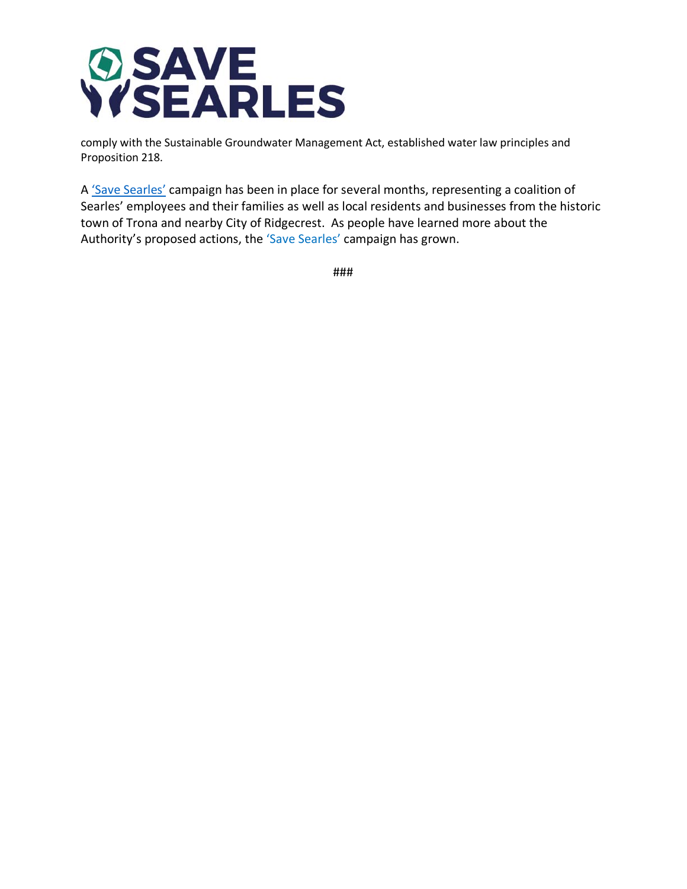comply with the Sustainable Groundwater Management Act, established water law principles and Proposition 218.

A 'Save Searles' campaign has been in place for several months, representing a coalition of Searles' employees and their families as well as local residents and businesses from the historic town of Trona and nearby City of Ridgecrest. As people have learned more about the Authority's proposed actions, the 'Save Searles' campaign has grown.

###